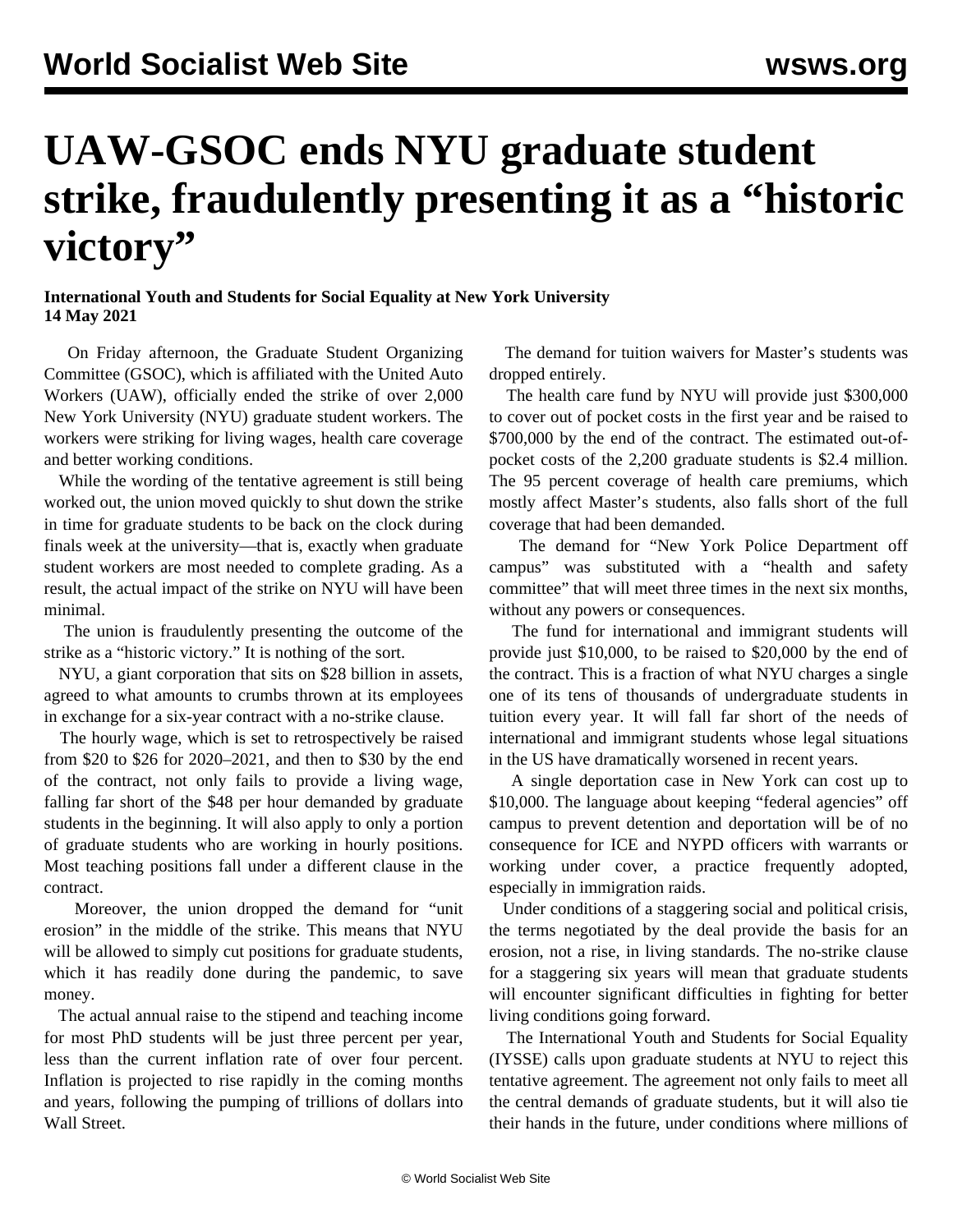# UAW-GSOC ends NYU graduate student strike, fraudulently presenting it as a “historic victory”

**International Youth and Students for Social Equality at New York University**
**14 May 2021**

On Friday afternoon, the Graduate Student Organizing Committee (GSOC), which is affiliated with the United Auto Workers (UAW), officially ended the strike of over 2,000 New York University (NYU) graduate student workers. The workers were striking for living wages, health care coverage and better working conditions.

While the wording of the tentative agreement is still being worked out, the union moved quickly to shut down the strike in time for graduate students to be back on the clock during finals week at the university—that is, exactly when graduate student workers are most needed to complete grading. As a result, the actual impact of the strike on NYU will have been minimal.

The union is fraudulently presenting the outcome of the strike as a “historic victory.” It is nothing of the sort.

NYU, a giant corporation that sits on $28 billion in assets, agreed to what amounts to crumbs thrown at its employees in exchange for a six-year contract with a no-strike clause.

The hourly wage, which is set to retrospectively be raised from $20 to $26 for 2020–2021, and then to $30 by the end of the contract, not only fails to provide a living wage, falling far short of the $48 per hour demanded by graduate students in the beginning. It will also apply to only a portion of graduate students who are working in hourly positions. Most teaching positions fall under a different clause in the contract.

Moreover, the union dropped the demand for “unit erosion” in the middle of the strike. This means that NYU will be allowed to simply cut positions for graduate students, which it has readily done during the pandemic, to save money.

The actual annual raise to the stipend and teaching income for most PhD students will be just three percent per year, less than the current inflation rate of over four percent. Inflation is projected to rise rapidly in the coming months and years, following the pumping of trillions of dollars into Wall Street.

The demand for tuition waivers for Master’s students was dropped entirely.

The health care fund by NYU will provide just $300,000 to cover out of pocket costs in the first year and be raised to $700,000 by the end of the contract. The estimated out-of-pocket costs of the 2,200 graduate students is $2.4 million. The 95 percent coverage of health care premiums, which mostly affect Master’s students, also falls short of the full coverage that had been demanded.

The demand for “New York Police Department off campus” was substituted with a “health and safety committee” that will meet three times in the next six months, without any powers or consequences.

The fund for international and immigrant students will provide just $10,000, to be raised to $20,000 by the end of the contract. This is a fraction of what NYU charges a single one of its tens of thousands of undergraduate students in tuition every year. It will fall far short of the needs of international and immigrant students whose legal situations in the US have dramatically worsened in recent years.

A single deportation case in New York can cost up to $10,000. The language about keeping “federal agencies” off campus to prevent detention and deportation will be of no consequence for ICE and NYPD officers with warrants or working under cover, a practice frequently adopted, especially in immigration raids.

Under conditions of a staggering social and political crisis, the terms negotiated by the deal provide the basis for an erosion, not a rise, in living standards. The no-strike clause for a staggering six years will mean that graduate students will encounter significant difficulties in fighting for better living conditions going forward.

The International Youth and Students for Social Equality (IYSSE) calls upon graduate students at NYU to reject this tentative agreement. The agreement not only fails to meet all the central demands of graduate students, but it will also tie their hands in the future, under conditions where millions of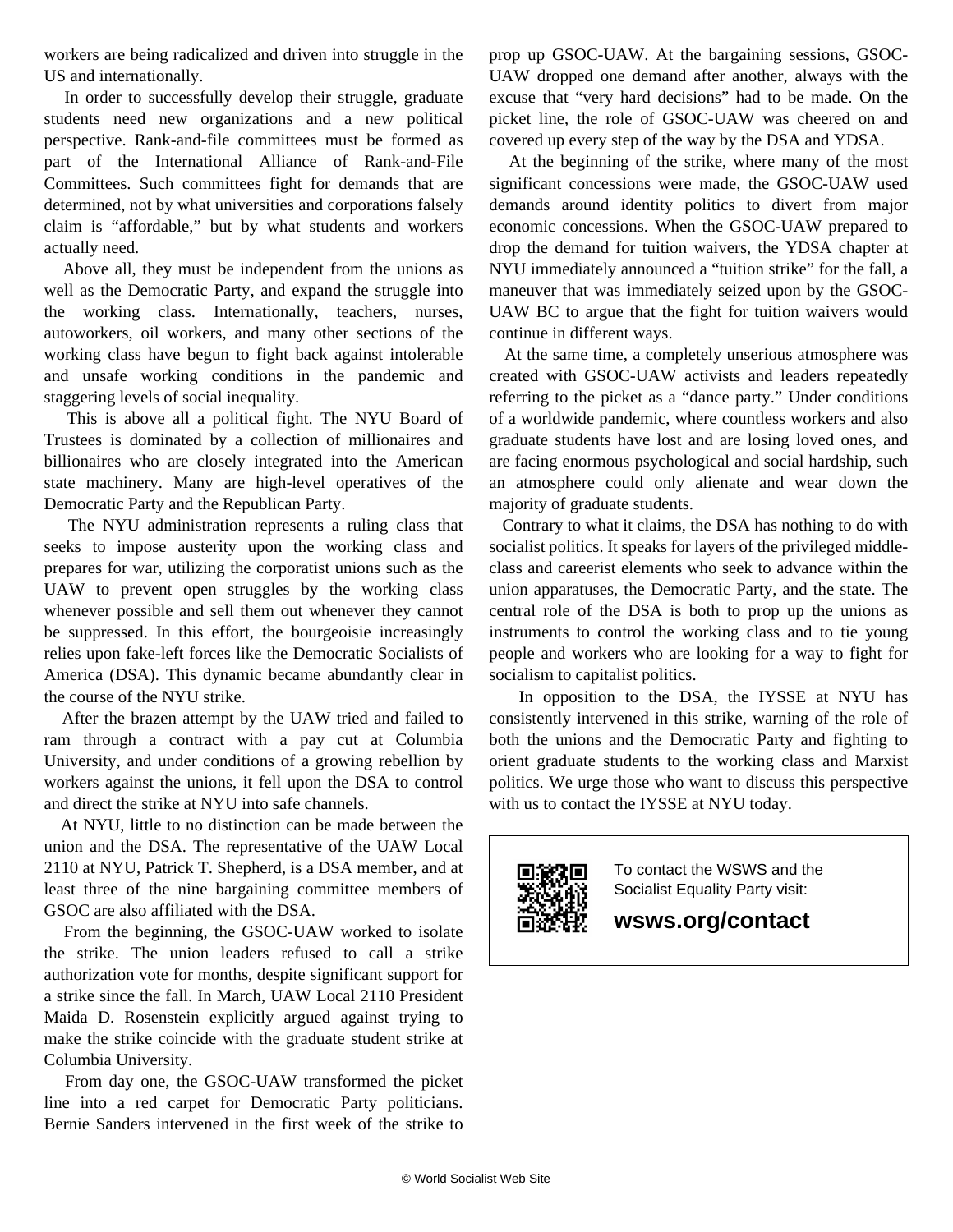workers are being radicalized and driven into struggle in the US and internationally.

In order to successfully develop their struggle, graduate students need new organizations and a new political perspective. Rank-and-file committees must be formed as part of the International Alliance of Rank-and-File Committees. Such committees fight for demands that are determined, not by what universities and corporations falsely claim is "affordable," but by what students and workers actually need.

Above all, they must be independent from the unions as well as the Democratic Party, and expand the struggle into the working class. Internationally, teachers, nurses, autoworkers, oil workers, and many other sections of the working class have begun to fight back against intolerable and unsafe working conditions in the pandemic and staggering levels of social inequality.

This is above all a political fight. The NYU Board of Trustees is dominated by a collection of millionaires and billionaires who are closely integrated into the American state machinery. Many are high-level operatives of the Democratic Party and the Republican Party.

The NYU administration represents a ruling class that seeks to impose austerity upon the working class and prepares for war, utilizing the corporatist unions such as the UAW to prevent open struggles by the working class whenever possible and sell them out whenever they cannot be suppressed. In this effort, the bourgeoisie increasingly relies upon fake-left forces like the Democratic Socialists of America (DSA). This dynamic became abundantly clear in the course of the NYU strike.

After the brazen attempt by the UAW tried and failed to ram through a contract with a pay cut at Columbia University, and under conditions of a growing rebellion by workers against the unions, it fell upon the DSA to control and direct the strike at NYU into safe channels.

At NYU, little to no distinction can be made between the union and the DSA. The representative of the UAW Local 2110 at NYU, Patrick T. Shepherd, is a DSA member, and at least three of the nine bargaining committee members of GSOC are also affiliated with the DSA.

From the beginning, the GSOC-UAW worked to isolate the strike. The union leaders refused to call a strike authorization vote for months, despite significant support for a strike since the fall. In March, UAW Local 2110 President Maida D. Rosenstein explicitly argued against trying to make the strike coincide with the graduate student strike at Columbia University.

From day one, the GSOC-UAW transformed the picket line into a red carpet for Democratic Party politicians. Bernie Sanders intervened in the first week of the strike to prop up GSOC-UAW. At the bargaining sessions, GSOC-UAW dropped one demand after another, always with the excuse that "very hard decisions" had to be made. On the picket line, the role of GSOC-UAW was cheered on and covered up every step of the way by the DSA and YDSA.

At the beginning of the strike, where many of the most significant concessions were made, the GSOC-UAW used demands around identity politics to divert from major economic concessions. When the GSOC-UAW prepared to drop the demand for tuition waivers, the YDSA chapter at NYU immediately announced a "tuition strike" for the fall, a maneuver that was immediately seized upon by the GSOC-UAW BC to argue that the fight for tuition waivers would continue in different ways.

At the same time, a completely unserious atmosphere was created with GSOC-UAW activists and leaders repeatedly referring to the picket as a "dance party." Under conditions of a worldwide pandemic, where countless workers and also graduate students have lost and are losing loved ones, and are facing enormous psychological and social hardship, such an atmosphere could only alienate and wear down the majority of graduate students.

Contrary to what it claims, the DSA has nothing to do with socialist politics. It speaks for layers of the privileged middle-class and careeist elements who seek to advance within the union apparatuses, the Democratic Party, and the state. The central role of the DSA is both to prop up the unions as instruments to control the working class and to tie young people and workers who are looking for a way to fight for socialism to capitalist politics.

In opposition to the DSA, the IYSSE at NYU has consistently intervened in this strike, warning of the role of both the unions and the Democratic Party and fighting to orient graduate students to the working class and Marxist politics. We urge those who want to discuss this perspective with us to contact the IYSSE at NYU today.

To contact the WSWS and the Socialist Equality Party visit:

**wsws.org/contact**